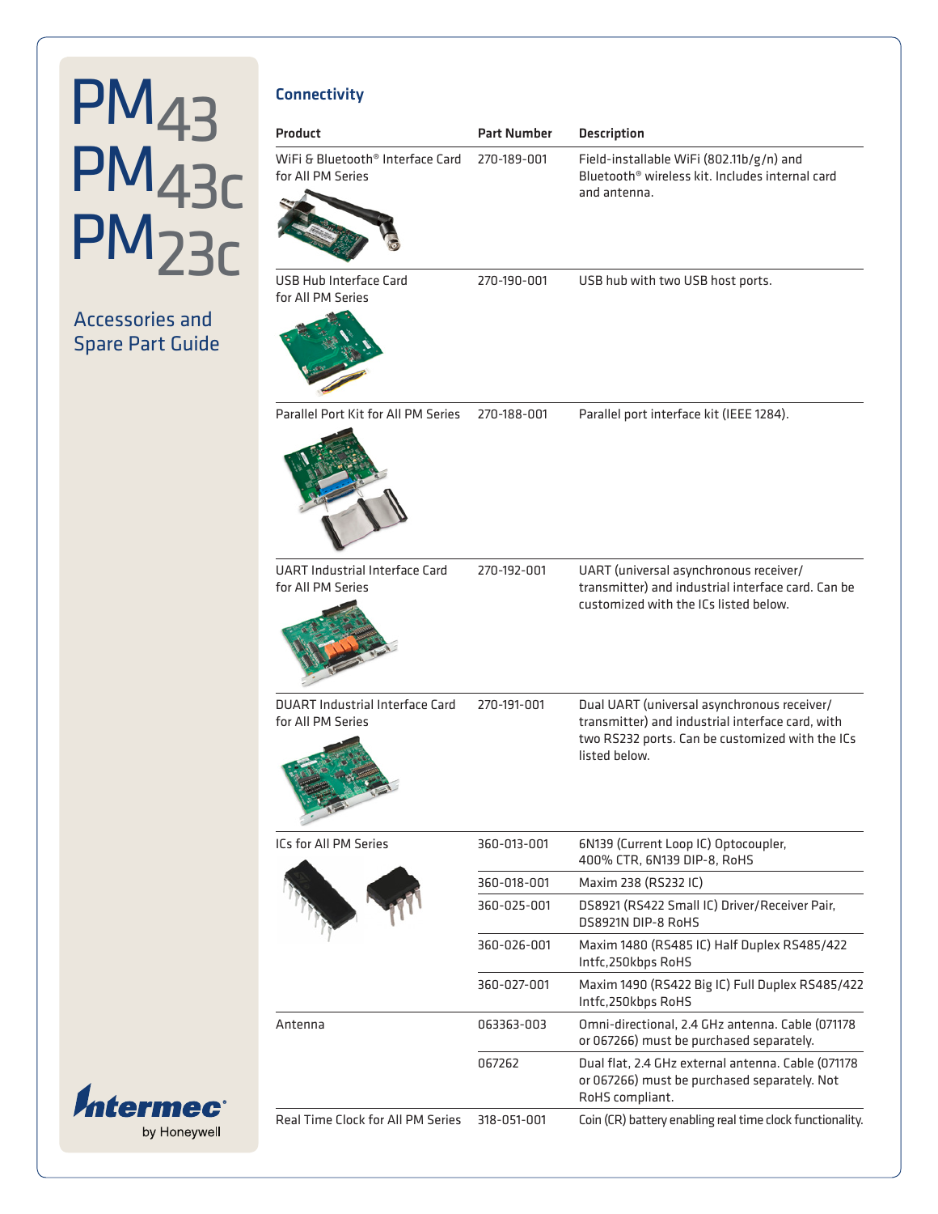# PM43 PM43c PM23c

## Accessories and Spare Part Guide

### Connectivity

| Product | Part Number | Description |
|---|---|---|
| WiFi & Bluetooth® Interface Card for All PM Series | 270-189-001 | Field-installable WiFi (802.11b/g/n) and Bluetooth® wireless kit. Includes internal card and antenna. |
| USB Hub Interface Card for All PM Series | 270-190-001 | USB hub with two USB host ports. |
| Parallel Port Kit for All PM Series | 270-188-001 | Parallel port interface kit (IEEE 1284). |
| UART Industrial Interface Card for All PM Series | 270-192-001 | UART (universal asynchronous receiver/transmitter) and industrial interface card. Can be customized with the ICs listed below. |
| DUART Industrial Interface Card for All PM Series | 270-191-001 | Dual UART (universal asynchronous receiver/transmitter) and industrial interface card, with two RS232 ports. Can be customized with the ICs listed below. |
| ICs for All PM Series | 360-013-001 | 6N139 (Current Loop IC) Optocoupler, 400% CTR, 6N139 DIP-8, RoHS |
| | 360-018-001 | Maxim 238 (RS232 IC) |
| | 360-025-001 | DS8921 (RS422 Small IC) Driver/Receiver Pair, DS8921N DIP-8 RoHS |
| | 360-026-001 | Maxim 1480 (RS485 IC) Half Duplex RS485/422 Intfc,250kbps RoHS |
| | 360-027-001 | Maxim 1490 (RS422 Big IC) Full Duplex RS485/422 Intfc,250kbps RoHS |
| Antenna | 063363-003 | Omni-directional, 2.4 GHz antenna. Cable (071178 or 067266) must be purchased separately. |
| | 067262 | Dual flat, 2.4 GHz external antenna. Cable (071178 or 067266) must be purchased separately. Not RoHS compliant. |
| Real Time Clock for All PM Series | 318-051-001 | Coin (CR) battery enabling real time clock functionality. |

Intermec by Honeywell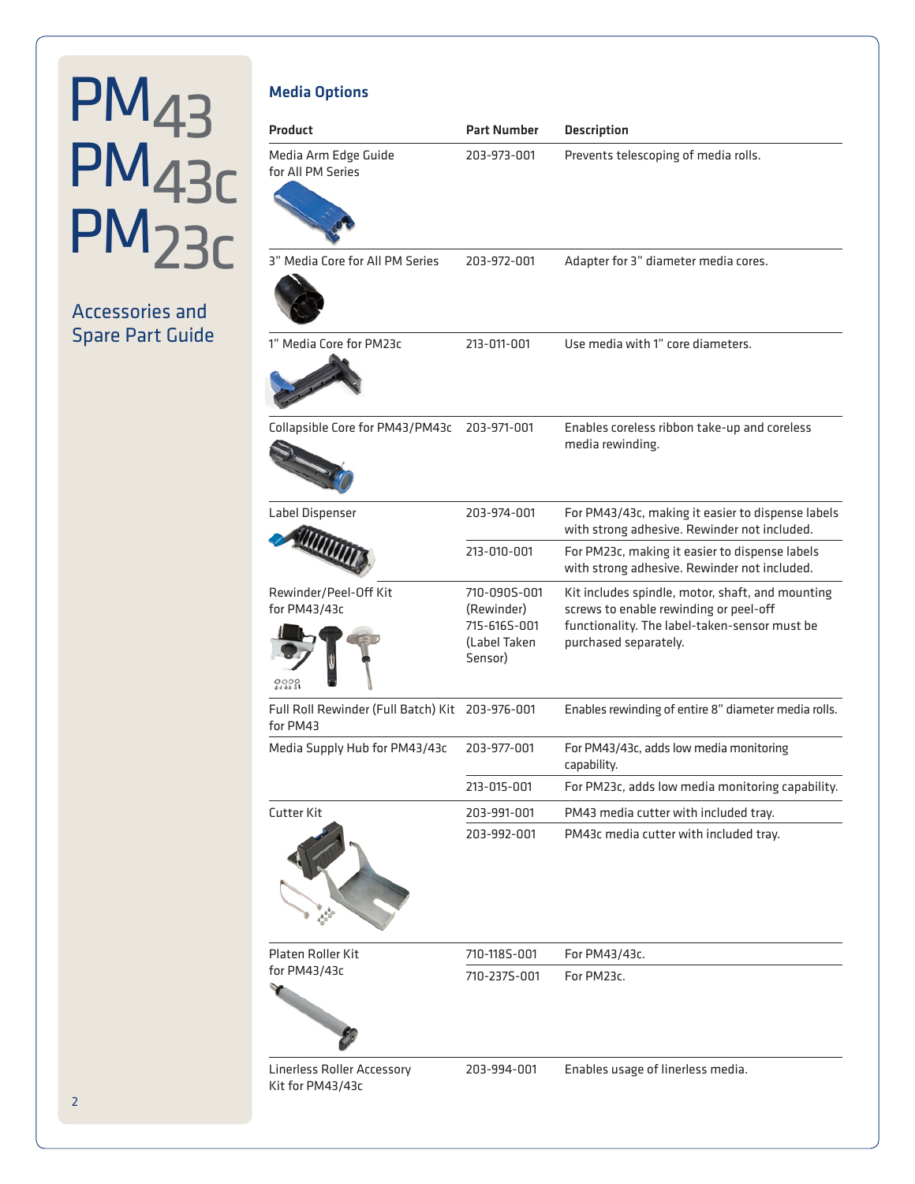# PM43 PM43c PM23c

## Accessories and Spare Part Guide

### Media Options

| Product | Part Number | Description |
| --- | --- | --- |
| Media Arm Edge Guide for All PM Series | 203-973-001 | Prevents telescoping of media rolls. |
| 3" Media Core for All PM Series | 203-972-001 | Adapter for 3" diameter media cores. |
| 1" Media Core for PM23c | 213-011-001 | Use media with 1" core diameters. |
| Collapsible Core for PM43/PM43c | 203-971-001 | Enables coreless ribbon take-up and coreless media rewinding. |
| Label Dispenser | 203-974-001 | For PM43/43c, making it easier to dispense labels with strong adhesive. Rewinder not included. |
| | 213-010-001 | For PM23c, making it easier to dispense labels with strong adhesive. Rewinder not included. |
| Rewinder/Peel-Off Kit for PM43/43c | 710-090S-001 (Rewinder) 715-616S-001 (Label Taken Sensor) | Kit includes spindle, motor, shaft, and mounting screws to enable rewinding or peel-off functionality. The label-taken-sensor must be purchased separately. |
| Full Roll Rewinder (Full Batch) Kit for PM43 | 203-976-001 | Enables rewinding of entire 8" diameter media rolls. |
| Media Supply Hub for PM43/43c | 203-977-001 | For PM43/43c, adds low media monitoring capability. |
| | 213-015-001 | For PM23c, adds low media monitoring capability. |
| Cutter Kit | 203-991-001 | PM43 media cutter with included tray. |
| | 203-992-001 | PM43c media cutter with included tray. |
| Platen Roller Kit for PM43/43c | 710-118S-001 | For PM43/43c. |
| | 710-237S-001 | For PM23c. |
| Linerless Roller Accessory Kit for PM43/43c | 203-994-001 | Enables usage of linerless media. |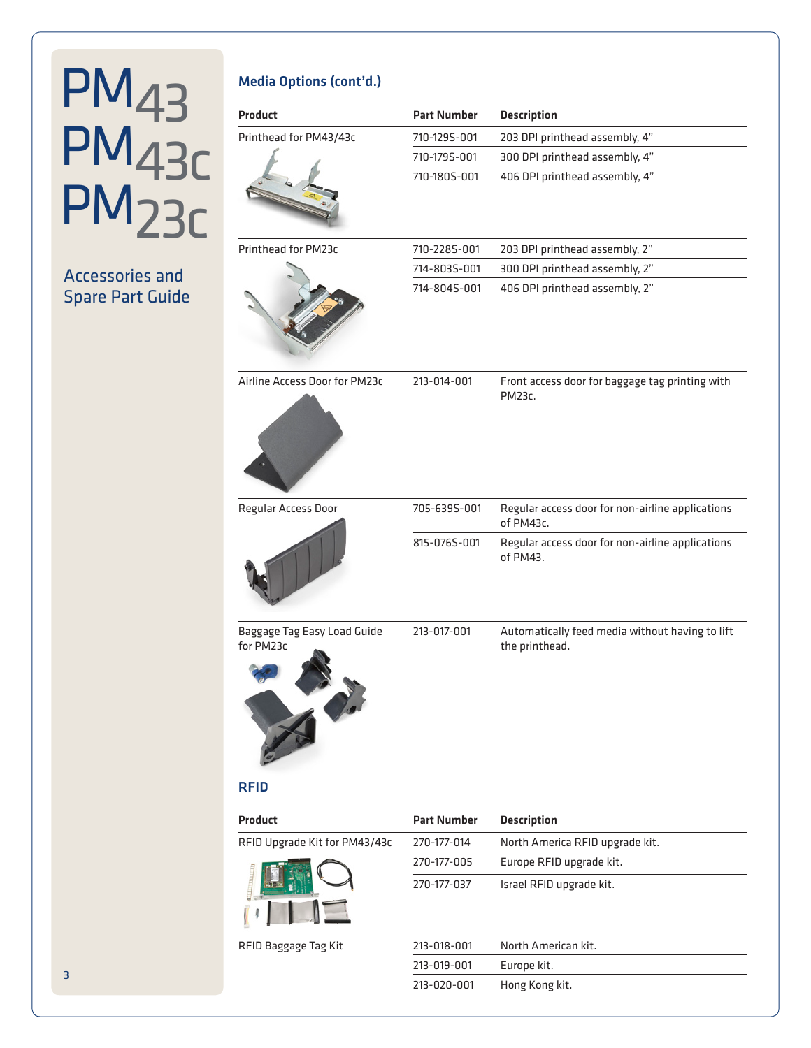# PM43 PM43c PM23c

## Accessories and Spare Part Guide

### Media Options (cont'd.)

| Product | Part Number | Description |
|---|---|---|
| Printhead for PM43/43c | 710-129S-001 | 203 DPI printhead assembly, 4" |
| | 710-179S-001 | 300 DPI printhead assembly, 4" |
| | 710-180S-001 | 406 DPI printhead assembly, 4" |
| Printhead for PM23c | 710-228S-001 | 203 DPI printhead assembly, 2" |
| | 714-803S-001 | 300 DPI printhead assembly, 2" |
| | 714-804S-001 | 406 DPI printhead assembly, 2" |
| Airline Access Door for PM23c | 213-014-001 | Front access door for baggage tag printing with PM23c. |
| Regular Access Door | 705-639S-001 | Regular access door for non-airline applications of PM43c. |
| | 815-076S-001 | Regular access door for non-airline applications of PM43. |
| Baggage Tag Easy Load Guide for PM23c | 213-017-001 | Automatically feed media without having to lift the printhead. |

### RFID

| Product | Part Number | Description |
|---|---|---|
| RFID Upgrade Kit for PM43/43c | 270-177-014 | North America RFID upgrade kit. |
| | 270-177-005 | Europe RFID upgrade kit. |
| | 270-177-037 | Israel RFID upgrade kit. |
| RFID Baggage Tag Kit | 213-018-001 | North American kit. |
| | 213-019-001 | Europe kit. |
| | 213-020-001 | Hong Kong kit. |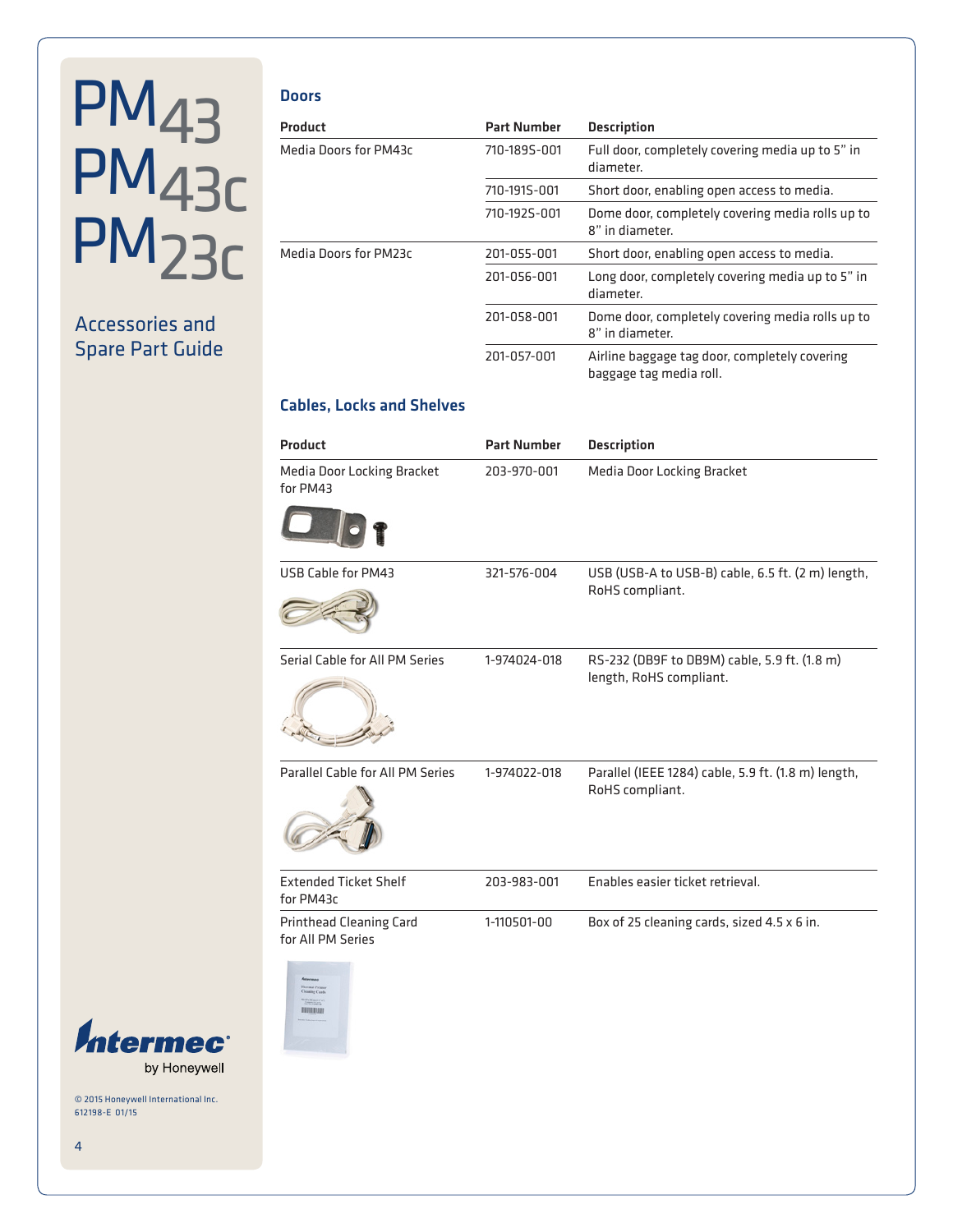# PM43 PM43c PM23c

## Accessories and Spare Part Guide

### Doors

| Product | Part Number | Description |
| --- | --- | --- |
| Media Doors for PM43c | 710-189S-001 | Full door, completely covering media up to 5" in diameter. |
| | 710-191S-001 | Short door, enabling open access to media. |
| | 710-192S-001 | Dome door, completely covering media rolls up to 8" in diameter. |
| Media Doors for PM23c | 201-055-001 | Short door, enabling open access to media. |
| | 201-056-001 | Long door, completely covering media up to 5" in diameter. |
| | 201-058-001 | Dome door, completely covering media rolls up to 8" in diameter. |
| | 201-057-001 | Airline baggage tag door, completely covering baggage tag media roll. |

### Cables, Locks and Shelves

| Product | Part Number | Description |
| --- | --- | --- |
| Media Door Locking Bracket for PM43 | 203-970-001 | Media Door Locking Bracket |
| USB Cable for PM43 | 321-576-004 | USB (USB-A to USB-B) cable, 6.5 ft. (2 m) length, RoHS compliant. |
| Serial Cable for All PM Series | 1-974024-018 | RS-232 (DB9F to DB9M) cable, 5.9 ft. (1.8 m) length, RoHS compliant. |
| Parallel Cable for All PM Series | 1-974022-018 | Parallel (IEEE 1284) cable, 5.9 ft. (1.8 m) length, RoHS compliant. |
| Extended Ticket Shelf for PM43c | 203-983-001 | Enables easier ticket retrieval. |
| Printhead Cleaning Card for All PM Series | 1-110501-00 | Box of 25 cleaning cards, sized 4.5 x 6 in. |

Intermec by Honeywell

© 2015 Honeywell International Inc.
612198-E 01/15